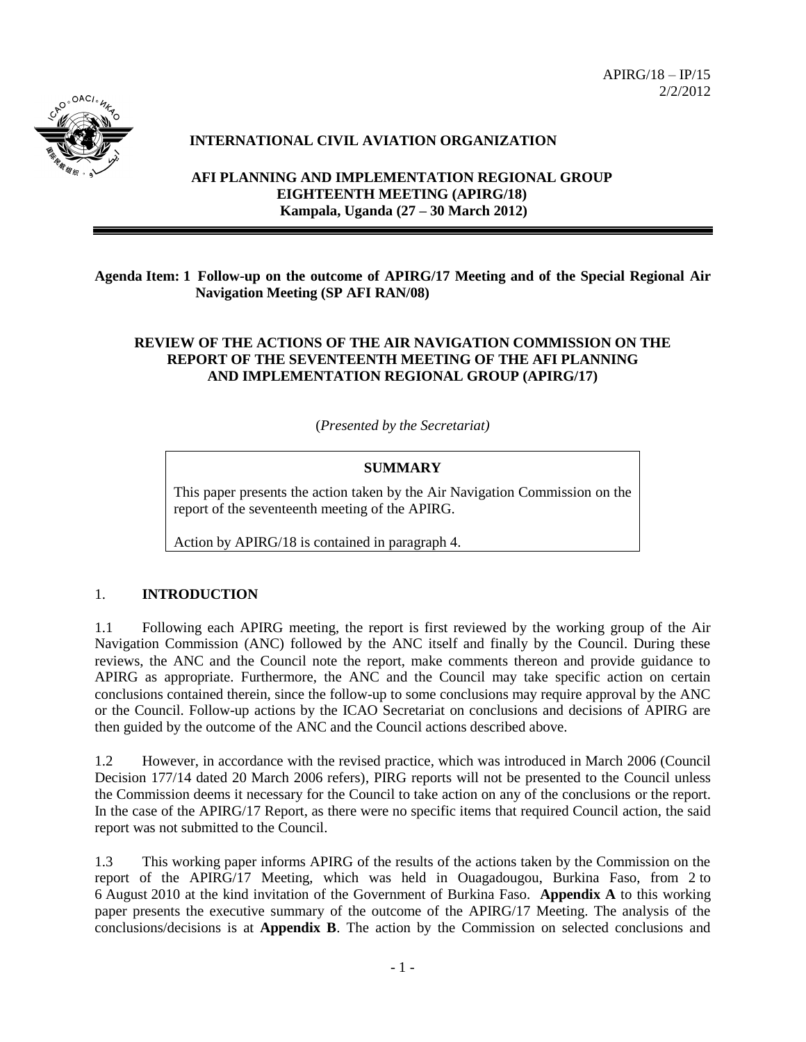APIRG/18 – IP/15
2/2/2012

**INTERNATIONAL CIVIL AVIATION ORGANIZATION**

**AFI PLANNING AND IMPLEMENTATION REGIONAL GROUP**
**EIGHTEENTH MEETING (APIRG/18)**
**Kampala, Uganda (27 – 30 March 2012)**

**Agenda Item: 1 Follow-up on the outcome of APIRG/17 Meeting and of the Special Regional Air Navigation Meeting (SP AFI RAN/08)**

**REVIEW OF THE ACTIONS OF THE AIR NAVIGATION COMMISSION ON THE REPORT OF THE SEVENTEENTH MEETING OF THE AFI PLANNING AND IMPLEMENTATION REGIONAL GROUP (APIRG/17)**

(*Presented by the Secretariat)*

**SUMMARY**

This paper presents the action taken by the Air Navigation Commission on the report of the seventeenth meeting of the APIRG.

Action by APIRG/18 is contained in paragraph 4.

## 1. INTRODUCTION

1.1 Following each APIRG meeting, the report is first reviewed by the working group of the Air Navigation Commission (ANC) followed by the ANC itself and finally by the Council. During these reviews, the ANC and the Council note the report, make comments thereon and provide guidance to APIRG as appropriate. Furthermore, the ANC and the Council may take specific action on certain conclusions contained therein, since the follow-up to some conclusions may require approval by the ANC or the Council. Follow-up actions by the ICAO Secretariat on conclusions and decisions of APIRG are then guided by the outcome of the ANC and the Council actions described above.

1.2 However, in accordance with the revised practice, which was introduced in March 2006 (Council Decision 177/14 dated 20 March 2006 refers), PIRG reports will not be presented to the Council unless the Commission deems it necessary for the Council to take action on any of the conclusions or the report. In the case of the APIRG/17 Report, as there were no specific items that required Council action, the said report was not submitted to the Council.

1.3 This working paper informs APIRG of the results of the actions taken by the Commission on the report of the APIRG/17 Meeting, which was held in Ouagadougou, Burkina Faso, from 2 to 6 August 2010 at the kind invitation of the Government of Burkina Faso. **Appendix A** to this working paper presents the executive summary of the outcome of the APIRG/17 Meeting. The analysis of the conclusions/decisions is at **Appendix B**. The action by the Commission on selected conclusions and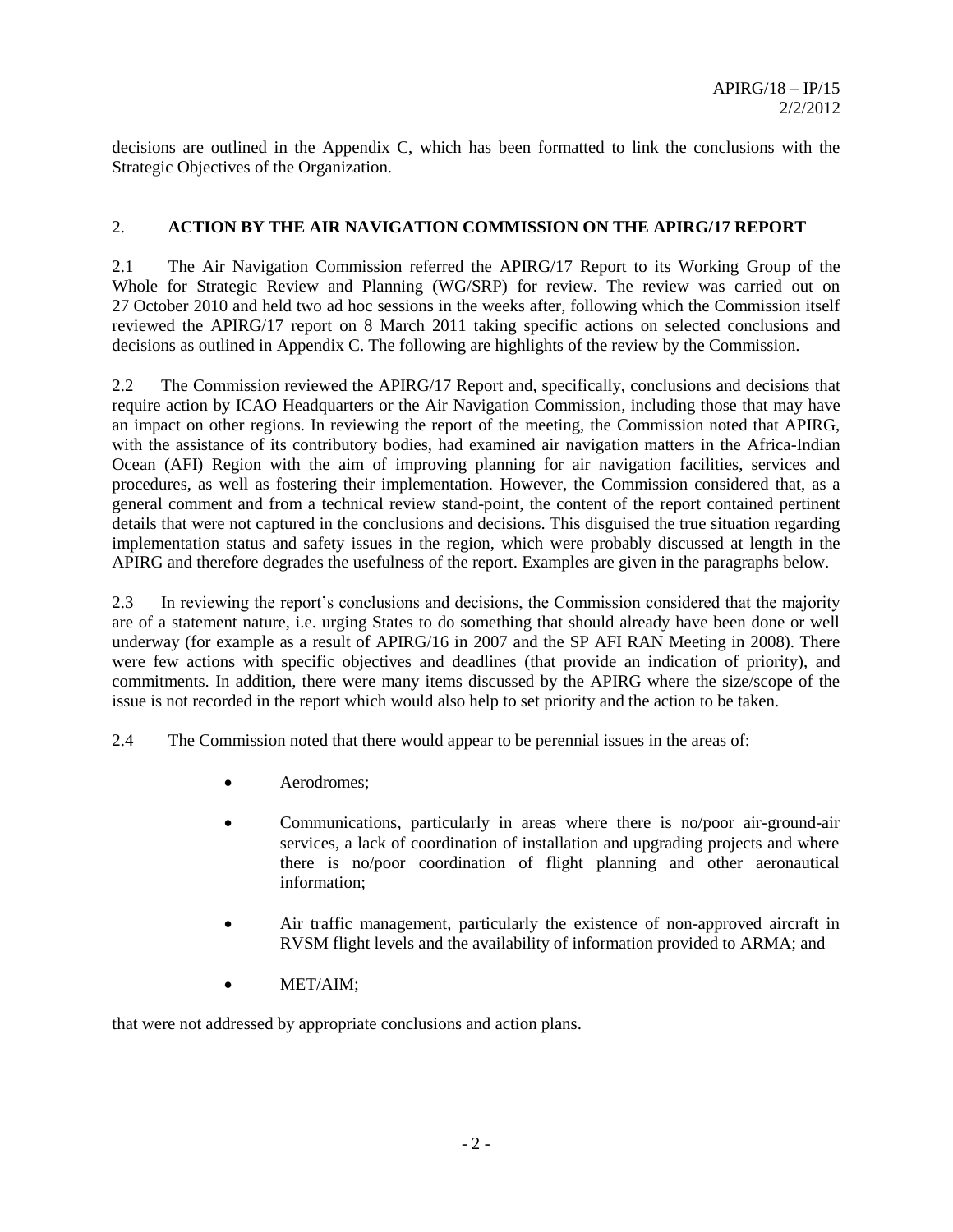decisions are outlined in the Appendix C, which has been formatted to link the conclusions with the Strategic Objectives of the Organization.

## 2. ACTION BY THE AIR NAVIGATION COMMISSION ON THE APIRG/17 REPORT

2.1 The Air Navigation Commission referred the APIRG/17 Report to its Working Group of the Whole for Strategic Review and Planning (WG/SRP) for review. The review was carried out on 27 October 2010 and held two ad hoc sessions in the weeks after, following which the Commission itself reviewed the APIRG/17 report on 8 March 2011 taking specific actions on selected conclusions and decisions as outlined in Appendix C. The following are highlights of the review by the Commission.

2.2 The Commission reviewed the APIRG/17 Report and, specifically, conclusions and decisions that require action by ICAO Headquarters or the Air Navigation Commission, including those that may have an impact on other regions. In reviewing the report of the meeting, the Commission noted that APIRG, with the assistance of its contributory bodies, had examined air navigation matters in the Africa-Indian Ocean (AFI) Region with the aim of improving planning for air navigation facilities, services and procedures, as well as fostering their implementation. However, the Commission considered that, as a general comment and from a technical review stand-point, the content of the report contained pertinent details that were not captured in the conclusions and decisions. This disguised the true situation regarding implementation status and safety issues in the region, which were probably discussed at length in the APIRG and therefore degrades the usefulness of the report. Examples are given in the paragraphs below.

2.3 In reviewing the report's conclusions and decisions, the Commission considered that the majority are of a statement nature, i.e. urging States to do something that should already have been done or well underway (for example as a result of APIRG/16 in 2007 and the SP AFI RAN Meeting in 2008). There were few actions with specific objectives and deadlines (that provide an indication of priority), and commitments. In addition, there were many items discussed by the APIRG where the size/scope of the issue is not recorded in the report which would also help to set priority and the action to be taken.

2.4 The Commission noted that there would appear to be perennial issues in the areas of:

- Aerodromes;
- Communications, particularly in areas where there is no/poor air-ground-air services, a lack of coordination of installation and upgrading projects and where there is no/poor coordination of flight planning and other aeronautical information;
- Air traffic management, particularly the existence of non-approved aircraft in RVSM flight levels and the availability of information provided to ARMA; and
- MET/AIM;

that were not addressed by appropriate conclusions and action plans.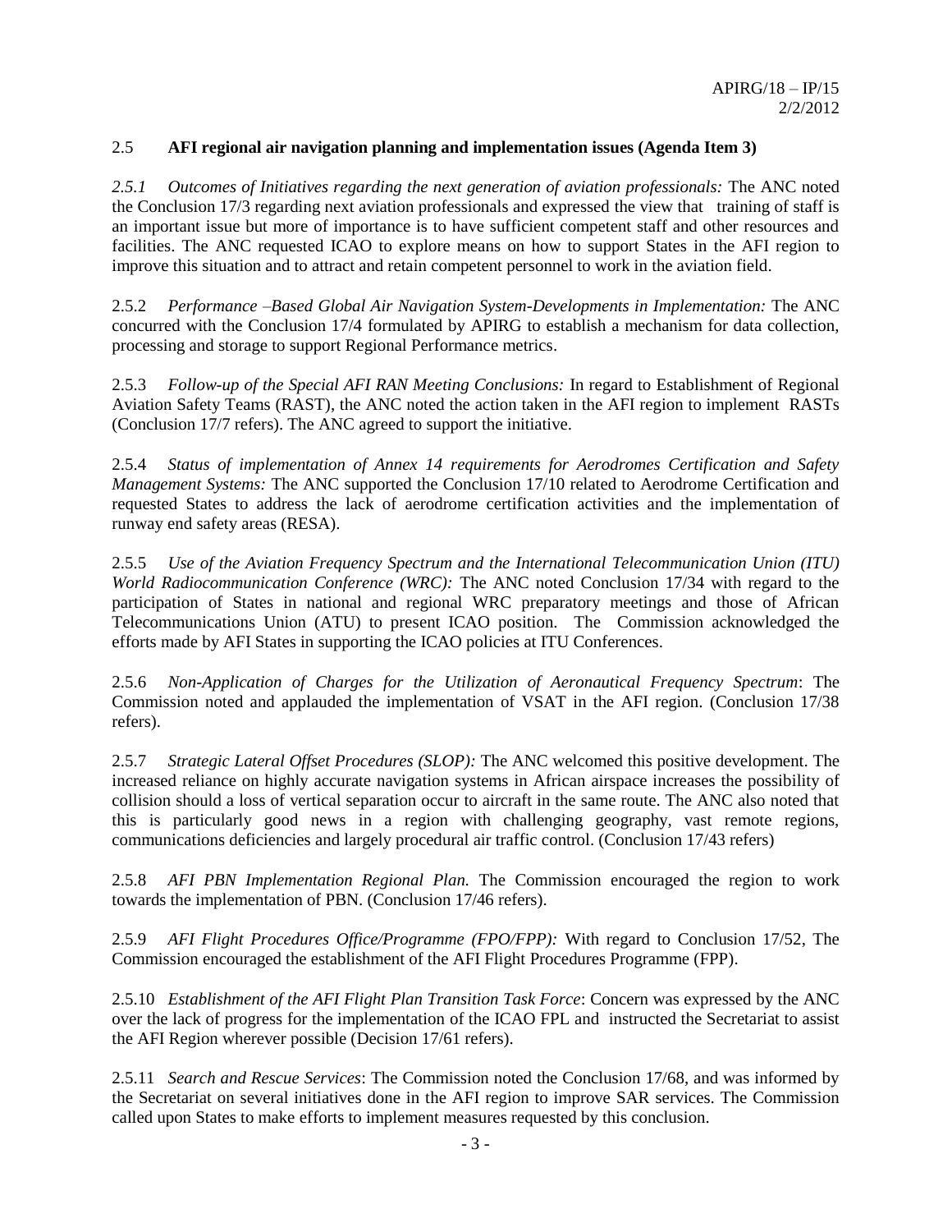## 2.5 **AFI regional air navigation planning and implementation issues (Agenda Item 3)**

*2.5.1 Outcomes of Initiatives regarding the next generation of aviation professionals:* The ANC noted the Conclusion 17/3 regarding next aviation professionals and expressed the view that training of staff is an important issue but more of importance is to have sufficient competent staff and other resources and facilities. The ANC requested ICAO to explore means on how to support States in the AFI region to improve this situation and to attract and retain competent personnel to work in the aviation field.

2.5.2 *Performance –Based Global Air Navigation System-Developments in Implementation:* The ANC concurred with the Conclusion 17/4 formulated by APIRG to establish a mechanism for data collection, processing and storage to support Regional Performance metrics.

2.5.3 *Follow-up of the Special AFI RAN Meeting Conclusions:* In regard to Establishment of Regional Aviation Safety Teams (RAST), the ANC noted the action taken in the AFI region to implement RASTs (Conclusion 17/7 refers). The ANC agreed to support the initiative.

2.5.4 *Status of implementation of Annex 14 requirements for Aerodromes Certification and Safety Management Systems:* The ANC supported the Conclusion 17/10 related to Aerodrome Certification and requested States to address the lack of aerodrome certification activities and the implementation of runway end safety areas (RESA).

2.5.5 *Use of the Aviation Frequency Spectrum and the International Telecommunication Union (ITU) World Radiocommunication Conference (WRC):* The ANC noted Conclusion 17/34 with regard to the participation of States in national and regional WRC preparatory meetings and those of African Telecommunications Union (ATU) to present ICAO position. The Commission acknowledged the efforts made by AFI States in supporting the ICAO policies at ITU Conferences.

2.5.6 *Non-Application of Charges for the Utilization of Aeronautical Frequency Spectrum*: The Commission noted and applauded the implementation of VSAT in the AFI region. (Conclusion 17/38 refers).

2.5.7 *Strategic Lateral Offset Procedures (SLOP):* The ANC welcomed this positive development. The increased reliance on highly accurate navigation systems in African airspace increases the possibility of collision should a loss of vertical separation occur to aircraft in the same route. The ANC also noted that this is particularly good news in a region with challenging geography, vast remote regions, communications deficiencies and largely procedural air traffic control. (Conclusion 17/43 refers)

2.5.8 *AFI PBN Implementation Regional Plan.* The Commission encouraged the region to work towards the implementation of PBN. (Conclusion 17/46 refers).

2.5.9 *AFI Flight Procedures Office/Programme (FPO/FPP):* With regard to Conclusion 17/52, The Commission encouraged the establishment of the AFI Flight Procedures Programme (FPP).

2.5.10 *Establishment of the AFI Flight Plan Transition Task Force*: Concern was expressed by the ANC over the lack of progress for the implementation of the ICAO FPL and instructed the Secretariat to assist the AFI Region wherever possible (Decision 17/61 refers).

2.5.11 *Search and Rescue Services*: The Commission noted the Conclusion 17/68, and was informed by the Secretariat on several initiatives done in the AFI region to improve SAR services. The Commission called upon States to make efforts to implement measures requested by this conclusion.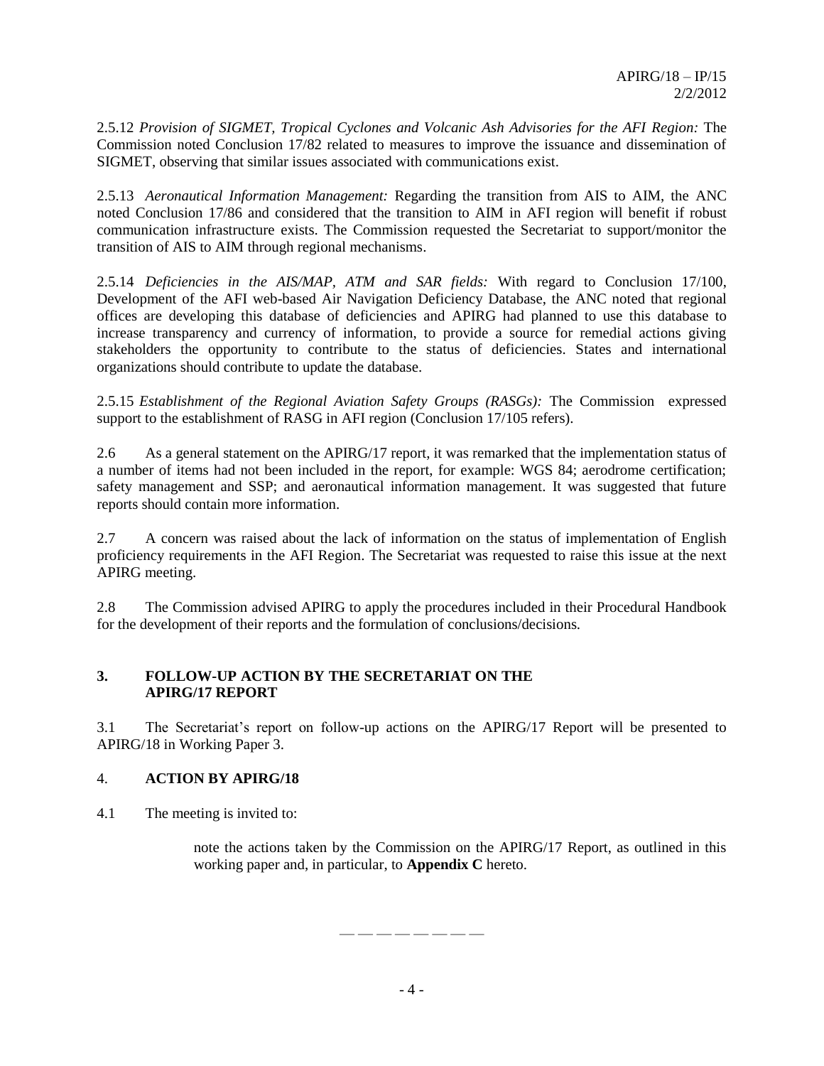2.5.12 *Provision of SIGMET, Tropical Cyclones and Volcanic Ash Advisories for the AFI Region:* The Commission noted Conclusion 17/82 related to measures to improve the issuance and dissemination of SIGMET, observing that similar issues associated with communications exist.

2.5.13 *Aeronautical Information Management:* Regarding the transition from AIS to AIM, the ANC noted Conclusion 17/86 and considered that the transition to AIM in AFI region will benefit if robust communication infrastructure exists. The Commission requested the Secretariat to support/monitor the transition of AIS to AIM through regional mechanisms.

2.5.14 *Deficiencies in the AIS/MAP, ATM and SAR fields:* With regard to Conclusion 17/100, Development of the AFI web-based Air Navigation Deficiency Database, the ANC noted that regional offices are developing this database of deficiencies and APIRG had planned to use this database to increase transparency and currency of information, to provide a source for remedial actions giving stakeholders the opportunity to contribute to the status of deficiencies. States and international organizations should contribute to update the database.

2.5.15 *Establishment of the Regional Aviation Safety Groups (RASGs):* The Commission expressed support to the establishment of RASG in AFI region (Conclusion 17/105 refers).

2.6 As a general statement on the APIRG/17 report, it was remarked that the implementation status of a number of items had not been included in the report, for example: WGS 84; aerodrome certification; safety management and SSP; and aeronautical information management. It was suggested that future reports should contain more information.

2.7 A concern was raised about the lack of information on the status of implementation of English proficiency requirements in the AFI Region. The Secretariat was requested to raise this issue at the next APIRG meeting.

2.8 The Commission advised APIRG to apply the procedures included in their Procedural Handbook for the development of their reports and the formulation of conclusions/decisions.

## 3. FOLLOW-UP ACTION BY THE SECRETARIAT ON THE APIRG/17 REPORT

3.1 The Secretariat's report on follow-up actions on the APIRG/17 Report will be presented to APIRG/18 in Working Paper 3.

## 4. ACTION BY APIRG/18

4.1 The meeting is invited to:

note the actions taken by the Commission on the APIRG/17 Report, as outlined in this working paper and, in particular, to **Appendix C** hereto.

— — — — — — — —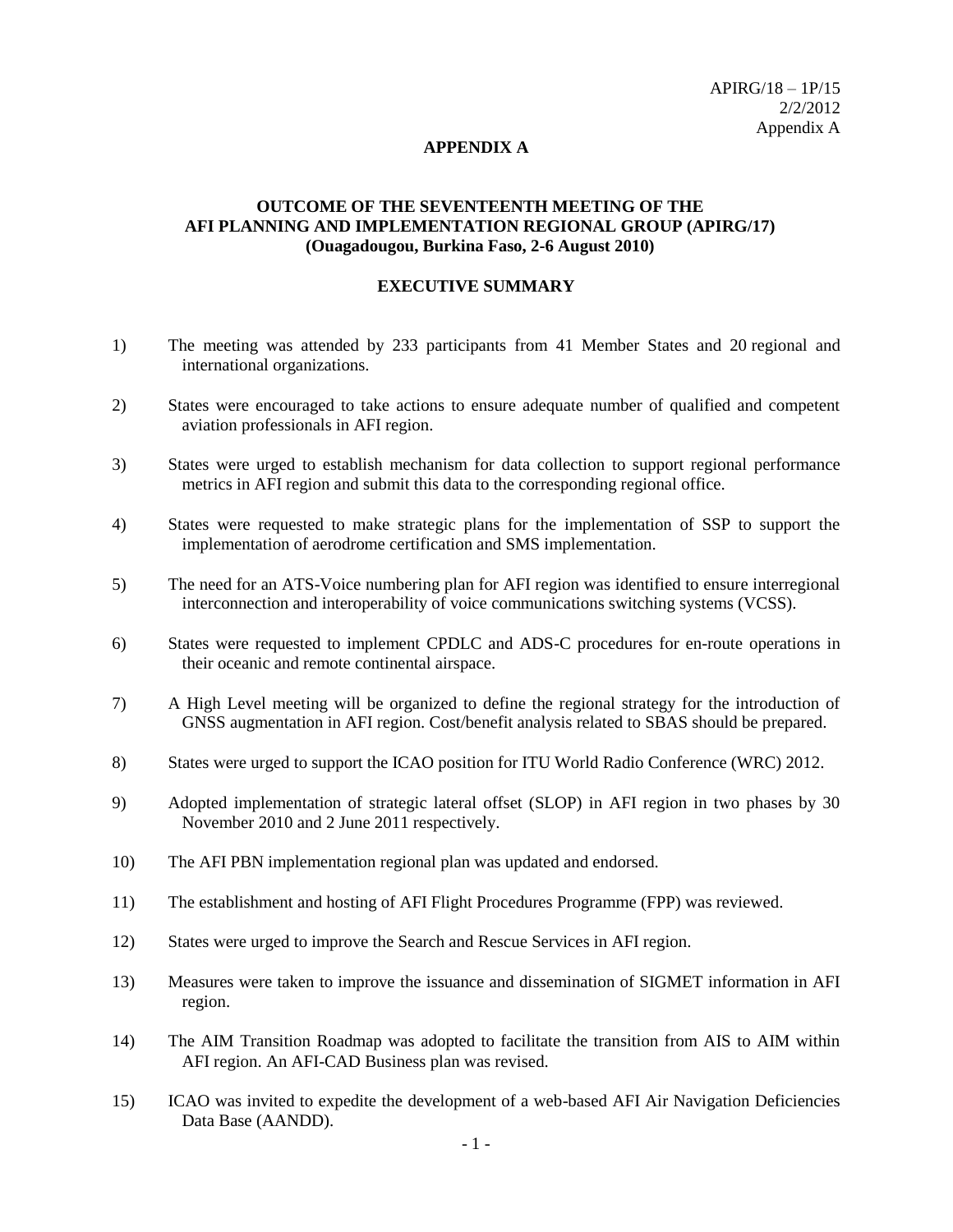APIRG/18 – 1P/15
2/2/2012
Appendix A

## APPENDIX A

### OUTCOME OF THE SEVENTEENTH MEETING OF THE AFI PLANNING AND IMPLEMENTATION REGIONAL GROUP (APIRG/17) (Ouagadougou, Burkina Faso, 2-6 August 2010)

### EXECUTIVE SUMMARY

1) The meeting was attended by 233 participants from 41 Member States and 20 regional and international organizations.

2) States were encouraged to take actions to ensure adequate number of qualified and competent aviation professionals in AFI region.

3) States were urged to establish mechanism for data collection to support regional performance metrics in AFI region and submit this data to the corresponding regional office.

4) States were requested to make strategic plans for the implementation of SSP to support the implementation of aerodrome certification and SMS implementation.

5) The need for an ATS-Voice numbering plan for AFI region was identified to ensure interregional interconnection and interoperability of voice communications switching systems (VCSS).

6) States were requested to implement CPDLC and ADS-C procedures for en-route operations in their oceanic and remote continental airspace.

7) A High Level meeting will be organized to define the regional strategy for the introduction of GNSS augmentation in AFI region. Cost/benefit analysis related to SBAS should be prepared.

8) States were urged to support the ICAO position for ITU World Radio Conference (WRC) 2012.

9) Adopted implementation of strategic lateral offset (SLOP) in AFI region in two phases by 30 November 2010 and 2 June 2011 respectively.

10) The AFI PBN implementation regional plan was updated and endorsed.

11) The establishment and hosting of AFI Flight Procedures Programme (FPP) was reviewed.

12) States were urged to improve the Search and Rescue Services in AFI region.

13) Measures were taken to improve the issuance and dissemination of SIGMET information in AFI region.

14) The AIM Transition Roadmap was adopted to facilitate the transition from AIS to AIM within AFI region. An AFI-CAD Business plan was revised.

15) ICAO was invited to expedite the development of a web-based AFI Air Navigation Deficiencies Data Base (AANDD).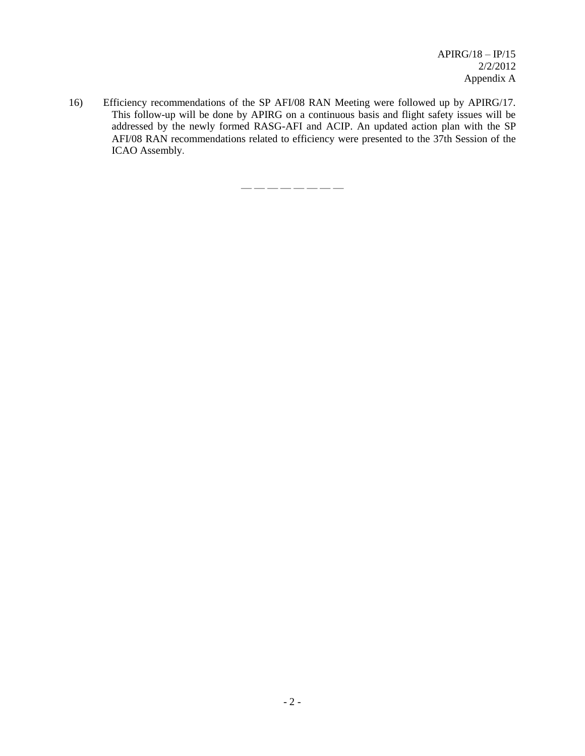16) Efficiency recommendations of the SP AFI/08 RAN Meeting were followed up by APIRG/17. This follow-up will be done by APIRG on a continuous basis and flight safety issues will be addressed by the newly formed RASG-AFI and ACIP. An updated action plan with the SP AFI/08 RAN recommendations related to efficiency were presented to the 37th Session of the ICAO Assembly.

— — — — — — — —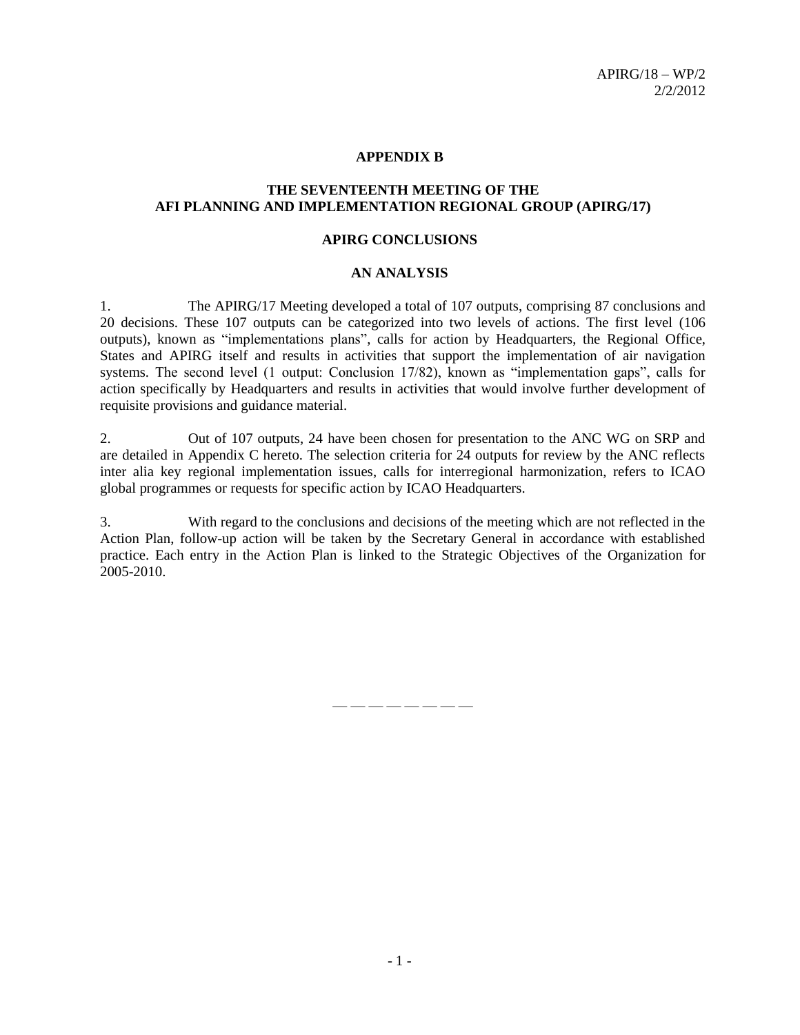# APPENDIX B

## THE SEVENTEENTH MEETING OF THE AFI PLANNING AND IMPLEMENTATION REGIONAL GROUP (APIRG/17)

### APIRG CONCLUSIONS

### AN ANALYSIS

1. The APIRG/17 Meeting developed a total of 107 outputs, comprising 87 conclusions and 20 decisions. These 107 outputs can be categorized into two levels of actions. The first level (106 outputs), known as "implementations plans", calls for action by Headquarters, the Regional Office, States and APIRG itself and results in activities that support the implementation of air navigation systems. The second level (1 output: Conclusion 17/82), known as "implementation gaps", calls for action specifically by Headquarters and results in activities that would involve further development of requisite provisions and guidance material.

2. Out of 107 outputs, 24 have been chosen for presentation to the ANC WG on SRP and are detailed in Appendix C hereto. The selection criteria for 24 outputs for review by the ANC reflects inter alia key regional implementation issues, calls for interregional harmonization, refers to ICAO global programmes or requests for specific action by ICAO Headquarters.

3. With regard to the conclusions and decisions of the meeting which are not reflected in the Action Plan, follow-up action will be taken by the Secretary General in accordance with established practice. Each entry in the Action Plan is linked to the Strategic Objectives of the Organization for 2005-2010.

— — — — — — — —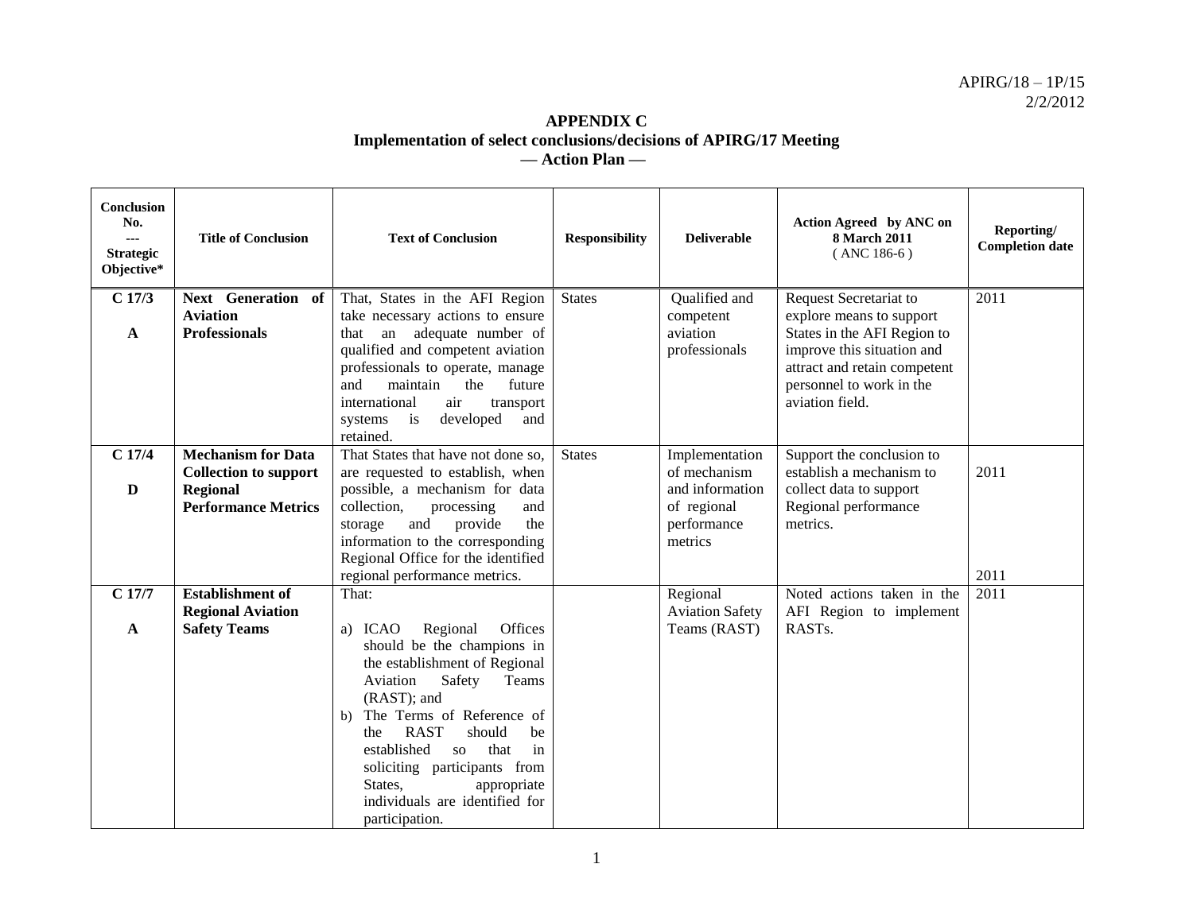APIRG/18 – 1P/15
2/2/2012

**APPENDIX C**
**Implementation of select conclusions/decisions of APIRG/17 Meeting**
**— Action Plan —**

| Conclusion No. --- Strategic Objective* | Title of Conclusion | Text of Conclusion | Responsibility | Deliverable | Action Agreed by ANC on 8 March 2011 ( ANC 186-6 ) | Reporting/ Completion date |
|---|---|---|---|---|---|---|
| **C 17/3** **A** | **Next Generation of Aviation Professionals** | That, States in the AFI Region take necessary actions to ensure that an adequate number of qualified and competent aviation professionals to operate, manage and maintain the future international air transport systems is developed and retained. | States | Qualified and competent aviation professionals | Request Secretariat to explore means to support States in the AFI Region to improve this situation and attract and retain competent personnel to work in the aviation field. | 2011 |
| **C 17/4** **D** | **Mechanism for Data Collection to support Regional Performance Metrics** | That States that have not done so, are requested to establish, when possible, a mechanism for data collection, processing and storage and provide the information to the corresponding Regional Office for the identified regional performance metrics. | States | Implementation of mechanism and information of regional performance metrics | Support the conclusion to establish a mechanism to collect data to support Regional performance metrics. | 2011 2011 |
| **C 17/7** **A** | **Establishment of Regional Aviation Safety Teams** | That: a) ICAO Regional Offices should be the champions in the establishment of Regional Aviation Safety Teams (RAST); and b) The Terms of Reference of the RAST should be established so that in soliciting participants from States, appropriate individuals are identified for participation. | | Regional Aviation Safety Teams (RAST) | Noted actions taken in the AFI Region to implement RASTs. | 2011 |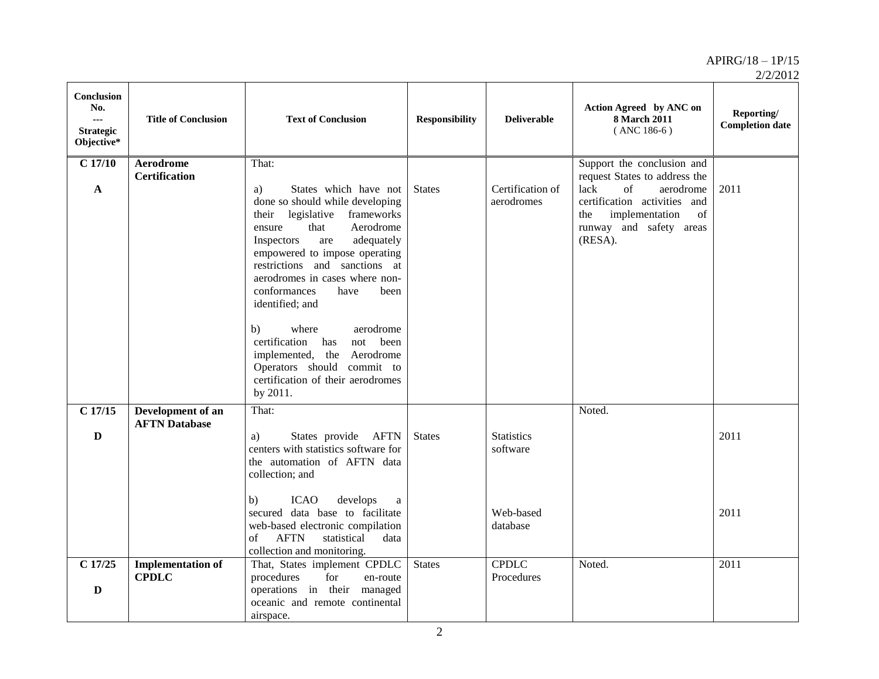| Conclusion No. --- Strategic Objective* | Title of Conclusion | Text of Conclusion | Responsibility | Deliverable | Action Agreed by ANC on 8 March 2011 ( ANC 186-6 ) | Reporting/ Completion date |
|---|---|---|---|---|---|---|
| **C 17/10** **A** | **Aerodrome Certification** | That: a) States which have not done so should while developing their legislative frameworks ensure that Aerodrome Inspectors are adequately empowered to impose operating restrictions and sanctions at aerodromes in cases where non-conformances have been identified; and b) where aerodrome certification has not been implemented, the Aerodrome Operators should commit to certification of their aerodromes by 2011. | States | Certification of aerodromes | Support the conclusion and request States to address the lack of aerodrome certification activities and the implementation of runway and safety areas (RESA). | 2011 |
| **C 17/15** **D** | **Development of an AFTN Database** | That: a) States provide AFTN centers with statistics software for the automation of AFTN data collection; and b) ICAO develops a secured data base to facilitate web-based electronic compilation of AFTN statistical data collection and monitoring. | States | Statistics software; Web-based database | Noted. | 2011; 2011 |
| **C 17/25** **D** | **Implementation of CPDLC** | That, States implement CPDLC procedures for en-route operations in their managed oceanic and remote continental airspace. | States | CPDLC Procedures | Noted. | 2011 |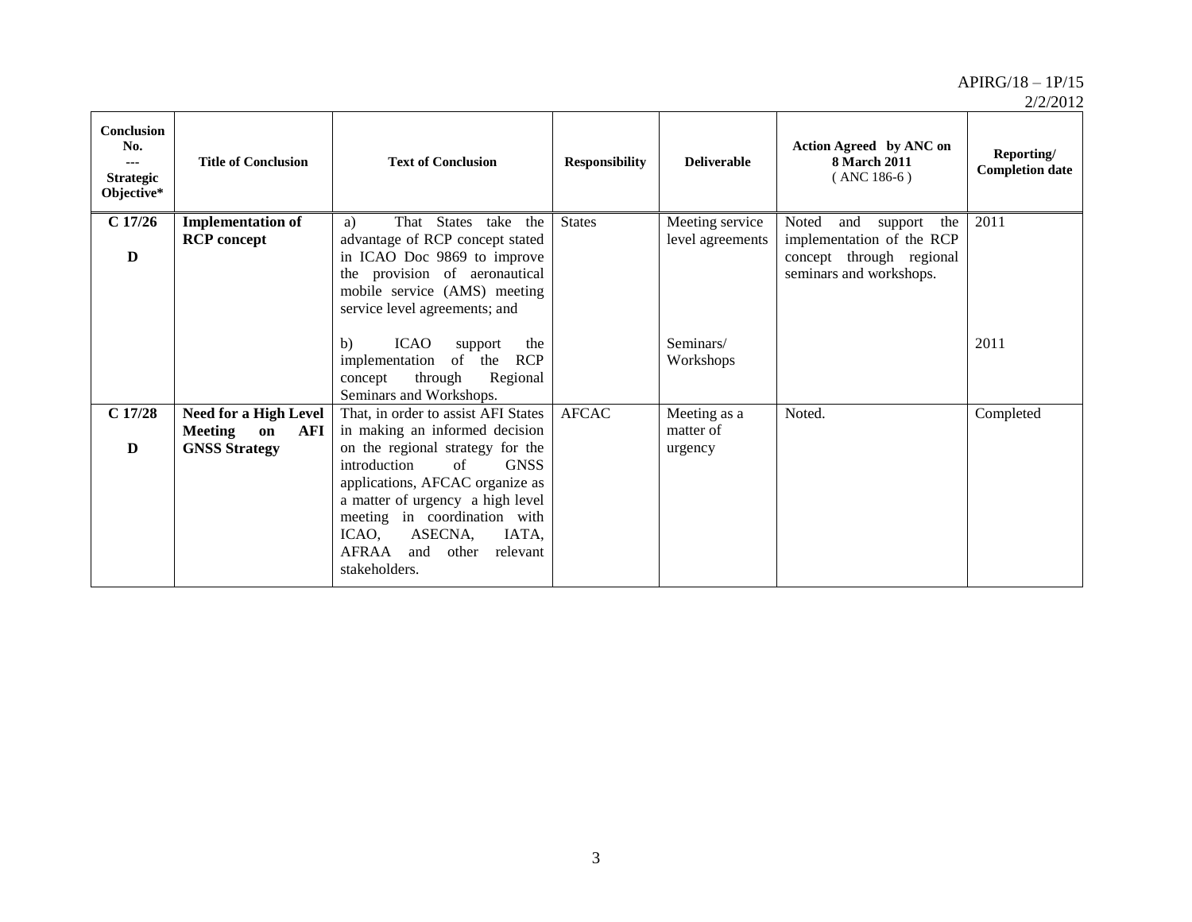| Conclusion No. --- Strategic Objective* | Title of Conclusion | Text of Conclusion | Responsibility | Deliverable | Action Agreed by ANC on 8 March 2011 ( ANC 186-6 ) | Reporting/ Completion date |
|---|---|---|---|---|---|---|
| **C 17/26** **D** | **Implementation of RCP concept** | a) That States take the advantage of RCP concept stated in ICAO Doc 9869 to improve the provision of aeronautical mobile service (AMS) meeting service level agreements; and | States | Meeting service level agreements | Noted and support the implementation of the RCP concept through regional seminars and workshops. | 2011 |
| | | b) ICAO support the implementation of the RCP concept through Regional Seminars and Workshops. | | Seminars/ Workshops | | 2011 |
| **C 17/28** **D** | **Need for a High Level Meeting on AFI GNSS Strategy** | That, in order to assist AFI States in making an informed decision on the regional strategy for the introduction of GNSS applications, AFCAC organize as a matter of urgency a high level meeting in coordination with ICAO, ASECNA, IATA, AFRAA and other relevant stakeholders. | AFCAC | Meeting as a matter of urgency | Noted. | Completed |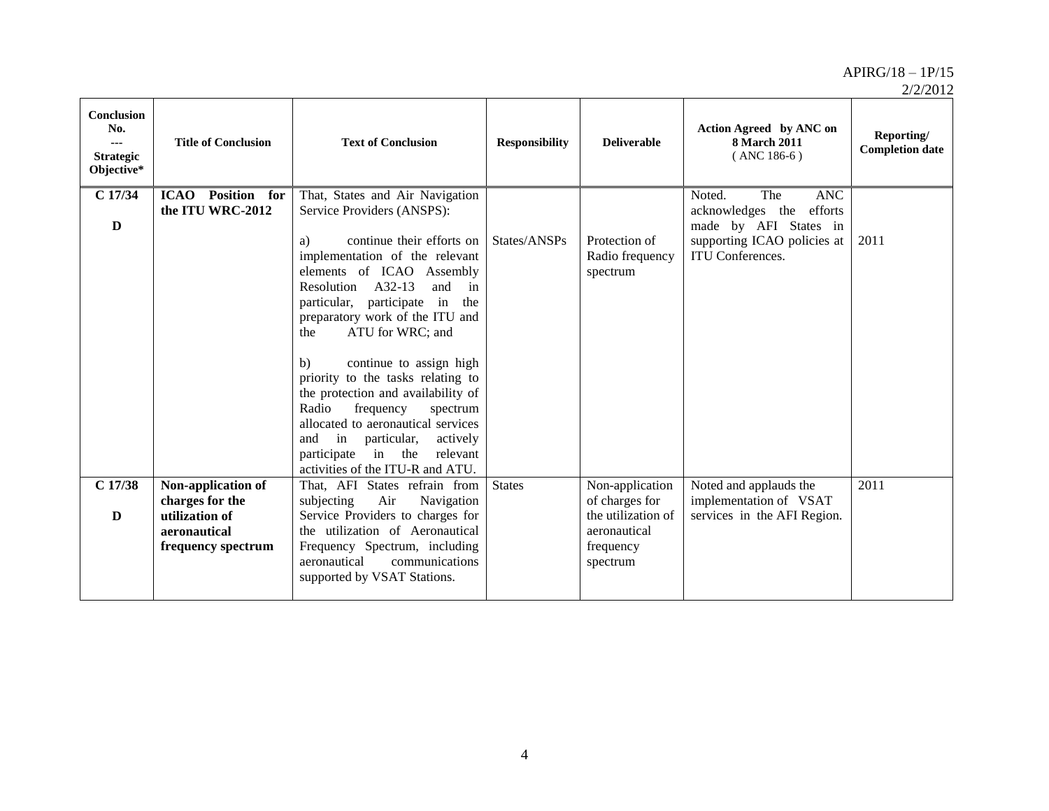| Conclusion No. --- Strategic Objective* | Title of Conclusion | Text of Conclusion | Responsibility | Deliverable | Action Agreed by ANC on 8 March 2011 ( ANC 186-6 ) | Reporting/ Completion date |
|---|---|---|---|---|---|---|
| **C 17/34** **D** | **ICAO Position for the ITU WRC-2012** | That, States and Air Navigation Service Providers (ANSPS): a) continue their efforts on implementation of the relevant elements of ICAO Assembly Resolution A32-13 and in particular, participate in the preparatory work of the ITU and the ATU for WRC; and b) continue to assign high priority to the tasks relating to the protection and availability of Radio frequency spectrum allocated to aeronautical services and in particular, actively participate in the relevant activities of the ITU-R and ATU. | States/ANSPs | Protection of Radio frequency spectrum | Noted. The ANC acknowledges the efforts made by AFI States in supporting ICAO policies at ITU Conferences. | 2011 |
| **C 17/38** **D** | **Non-application of charges for the utilization of aeronautical frequency spectrum** | That, AFI States refrain from subjecting Air Navigation Service Providers to charges for the utilization of Aeronautical Frequency Spectrum, including aeronautical communications supported by VSAT Stations. | States | Non-application of charges for the utilization of aeronautical frequency spectrum | Noted and applauds the implementation of VSAT services in the AFI Region. | 2011 |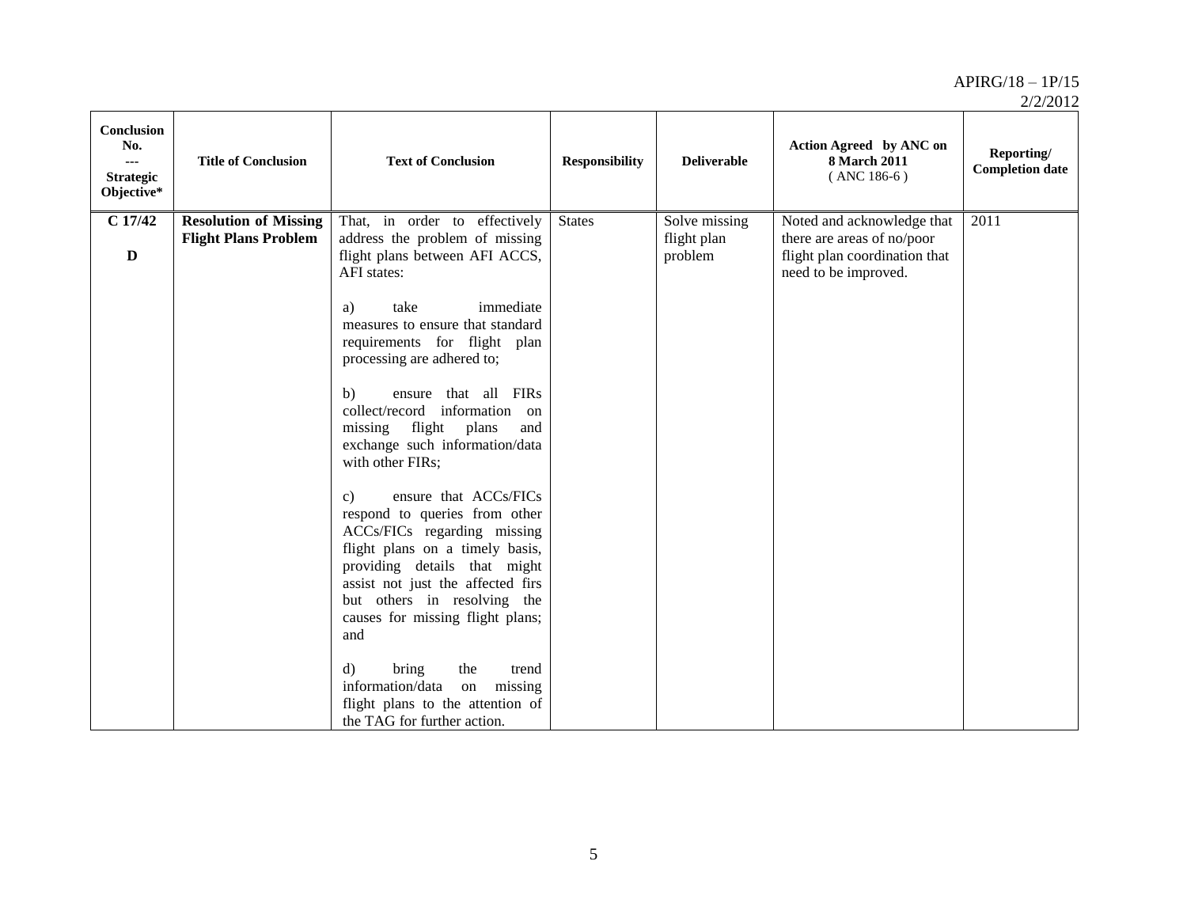| Conclusion No. --- Strategic Objective* | Title of Conclusion | Text of Conclusion | Responsibility | Deliverable | Action Agreed by ANC on 8 March 2011 ( ANC 186-6 ) | Reporting/ Completion date |
|---|---|---|---|---|---|---|
| **C 17/42**<br><br>**D** | **Resolution of Missing Flight Plans Problem** | That, in order to effectively address the problem of missing flight plans between AFI ACCS, AFI states:<br><br>a) take immediate measures to ensure that standard requirements for flight plan processing are adhered to;<br><br>b) ensure that all FIRs collect/record information on missing flight plans and exchange such information/data with other FIRs;<br><br>c) ensure that ACCs/FICs respond to queries from other ACCs/FICs regarding missing flight plans on a timely basis, providing details that might assist not just the affected firs but others in resolving the causes for missing flight plans; and<br><br>d) bring the trend information/data on missing flight plans to the attention of the TAG for further action. | States | Solve missing flight plan problem | Noted and acknowledge that there are areas of no/poor flight plan coordination that need to be improved. | 2011 |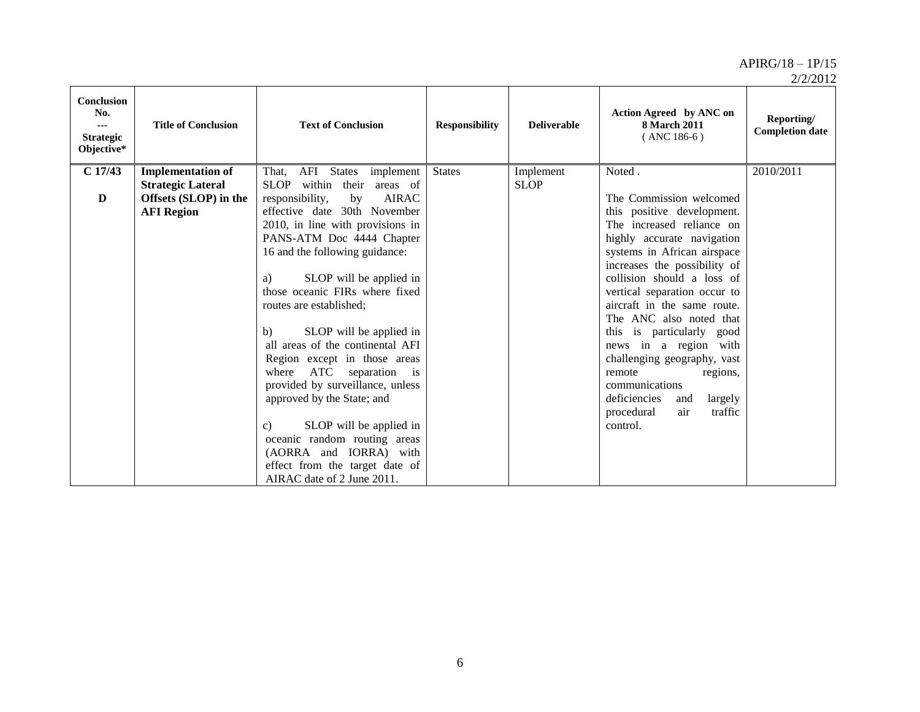| Conclusion No. --- Strategic Objective* | Title of Conclusion | Text of Conclusion | Responsibility | Deliverable | Action Agreed by ANC on 8 March 2011 ( ANC 186-6 ) | Reporting/ Completion date |
|---|---|---|---|---|---|---|
| **C 17/43** **D** | **Implementation of Strategic Lateral Offsets (SLOP) in the AFI Region** | That, AFI States implement SLOP within their areas of responsibility, by AIRAC effective date 30th November 2010, in line with provisions in PANS-ATM Doc 4444 Chapter 16 and the following guidance: a) SLOP will be applied in those oceanic FIRs where fixed routes are established; b) SLOP will be applied in all areas of the continental AFI Region except in those areas where ATC separation is provided by surveillance, unless approved by the State; and c) SLOP will be applied in oceanic random routing areas (AORRA and IORRA) with effect from the target date of AIRAC date of 2 June 2011. | States | Implement SLOP | Noted . The Commission welcomed this positive development. The increased reliance on highly accurate navigation systems in African airspace increases the possibility of collision should a loss of vertical separation occur to aircraft in the same route. The ANC also noted that this is particularly good news in a region with challenging geography, vast remote regions, communications deficiencies and largely procedural air traffic control. | 2010/2011 |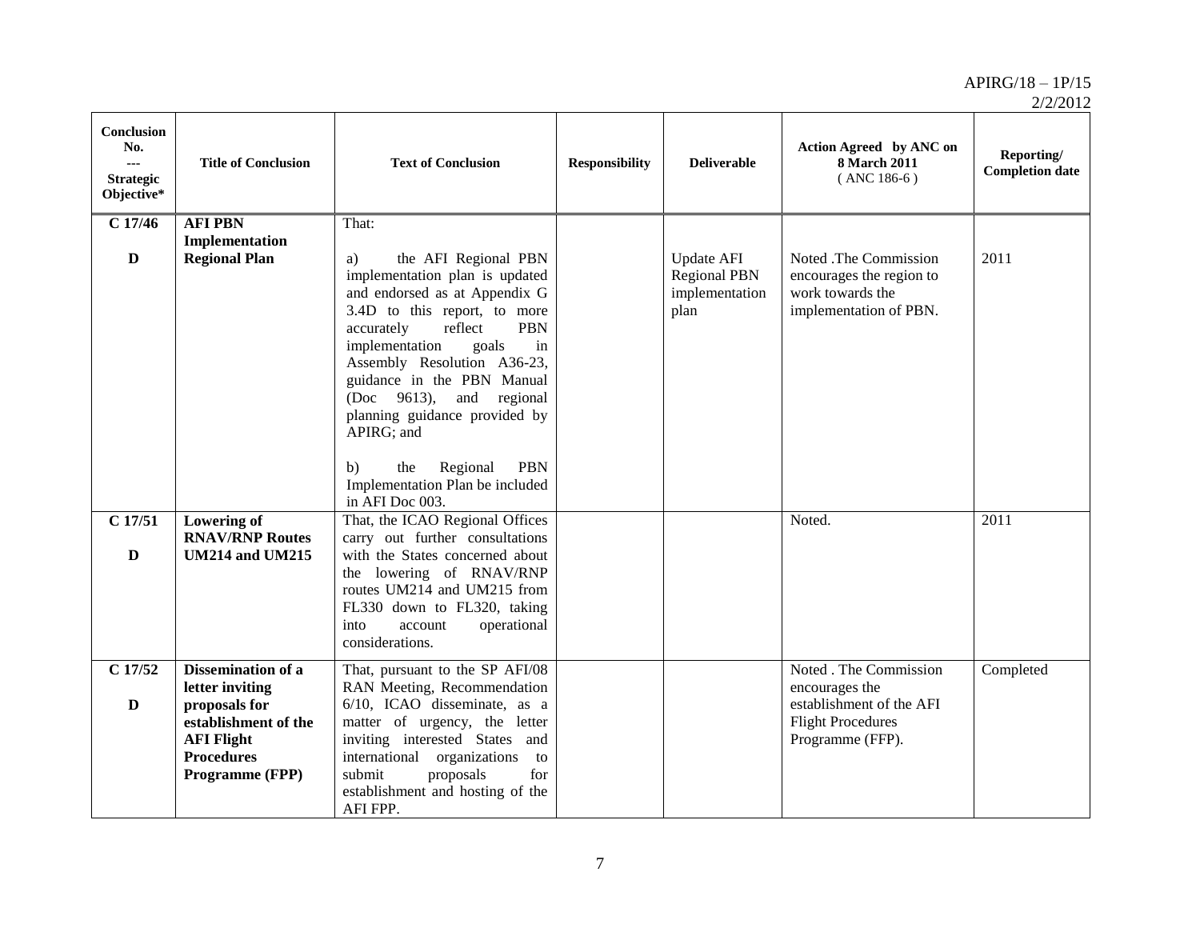| Conclusion No. --- Strategic Objective* | Title of Conclusion | Text of Conclusion | Responsibility | Deliverable | Action Agreed by ANC on 8 March 2011 ( ANC 186-6 ) | Reporting/ Completion date |
|---|---|---|---|---|---|---|
| **C 17/46** <br><br> **D** | **AFI PBN Implementation Regional Plan** | That: <br><br> a) the AFI Regional PBN implementation plan is updated and endorsed as at Appendix G 3.4D to this report, to more accurately reflect PBN implementation goals in Assembly Resolution A36-23, guidance in the PBN Manual (Doc 9613), and regional planning guidance provided by APIRG; and <br><br> b) the Regional PBN Implementation Plan be included in AFI Doc 003. | | Update AFI Regional PBN implementation plan | Noted .The Commission encourages the region to work towards the implementation of PBN. | 2011 |
| **C 17/51** <br><br> **D** | **Lowering of RNAV/RNP Routes UM214 and UM215** | That, the ICAO Regional Offices carry out further consultations with the States concerned about the lowering of RNAV/RNP routes UM214 and UM215 from FL330 down to FL320, taking into account operational considerations. | | | Noted. | 2011 |
| **C 17/52** <br><br> **D** | **Dissemination of a letter inviting proposals for establishment of the AFI Flight Procedures Programme (FPP)** | That, pursuant to the SP AFI/08 RAN Meeting, Recommendation 6/10, ICAO disseminate, as a matter of urgency, the letter inviting interested States and international organizations to submit proposals for establishment and hosting of the AFI FPP. | | | Noted . The Commission encourages the establishment of the AFI Flight Procedures Programme (FFP). | Completed |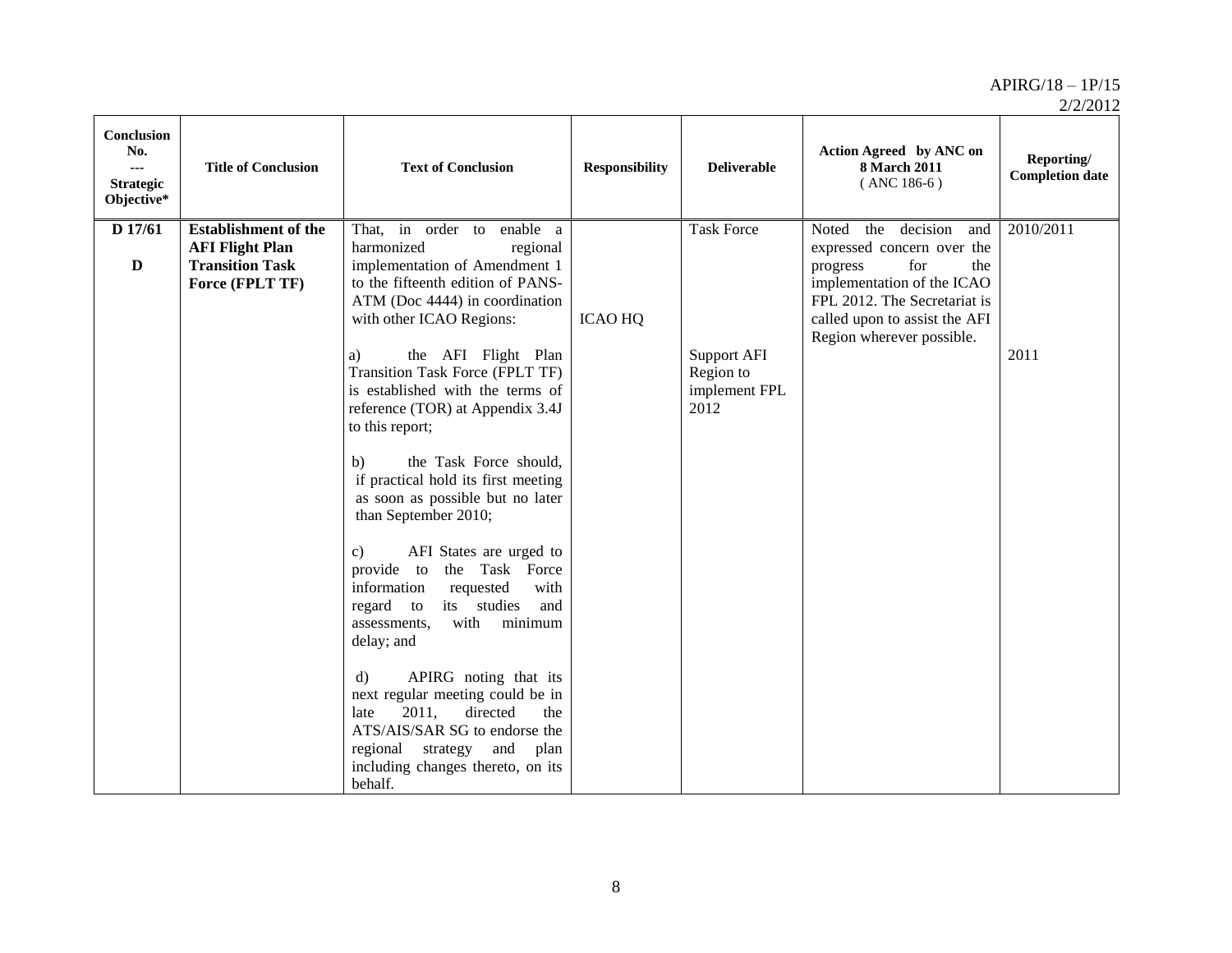| Conclusion No. --- Strategic Objective* | Title of Conclusion | Text of Conclusion | Responsibility | Deliverable | Action Agreed by ANC on 8 March 2011 ( ANC 186-6 ) | Reporting/ Completion date |
|---|---|---|---|---|---|---|
| **D 17/61**<br><br>**D** | **Establishment of the AFI Flight Plan Transition Task Force (FPLT TF)** | That, in order to enable a harmonized regional implementation of Amendment 1 to the fifteenth edition of PANS-ATM (Doc 4444) in coordination with other ICAO Regions:<br><br>a) the AFI Flight Plan Transition Task Force (FPLT TF) is established with the terms of reference (TOR) at Appendix 3.4J to this report;<br><br>b) the Task Force should, if practical hold its first meeting as soon as possible but no later than September 2010;<br><br>c) AFI States are urged to provide to the Task Force information requested with regard to its studies and assessments, with minimum delay; and<br><br>d) APIRG noting that its next regular meeting could be in late 2011, directed the ATS/AIS/SAR SG to endorse the regional strategy and plan including changes thereto, on its behalf. | <br><br>ICAO HQ | Task Force<br><br>Support AFI Region to implement FPL 2012 | Noted the decision and expressed concern over the progress for the implementation of the ICAO FPL 2012. The Secretariat is called upon to assist the AFI Region wherever possible. | 2010/2011<br><br>2011 |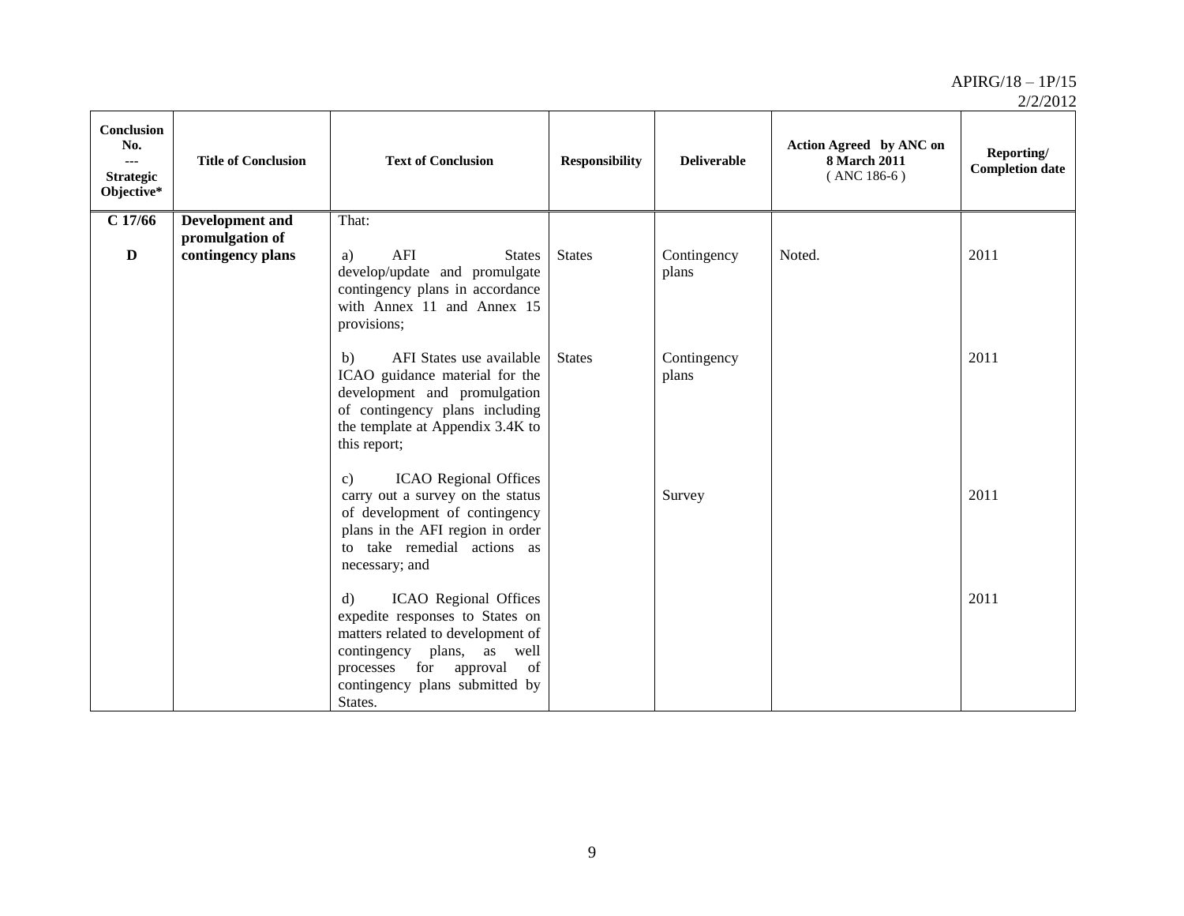| Conclusion No. --- Strategic Objective* | Title of Conclusion | Text of Conclusion | Responsibility | Deliverable | Action Agreed by ANC on 8 March 2011 ( ANC 186-6 ) | Reporting/ Completion date |
|---|---|---|---|---|---|---|
| **C 17/66** | **Development and promulgation of contingency plans** | That: | | | | |
| **D** | | a) AFI States develop/update and promulgate contingency plans in accordance with Annex 11 and Annex 15 provisions; | States | Contingency plans | Noted. | 2011 |
| | | b) AFI States use available ICAO guidance material for the development and promulgation of contingency plans including the template at Appendix 3.4K to this report; | States | Contingency plans | | 2011 |
| | | c) ICAO Regional Offices carry out a survey on the status of development of contingency plans in the AFI region in order to take remedial actions as necessary; and | | Survey | | 2011 |
| | | d) ICAO Regional Offices expedite responses to States on matters related to development of contingency plans, as well processes for approval of contingency plans submitted by States. | | | | 2011 |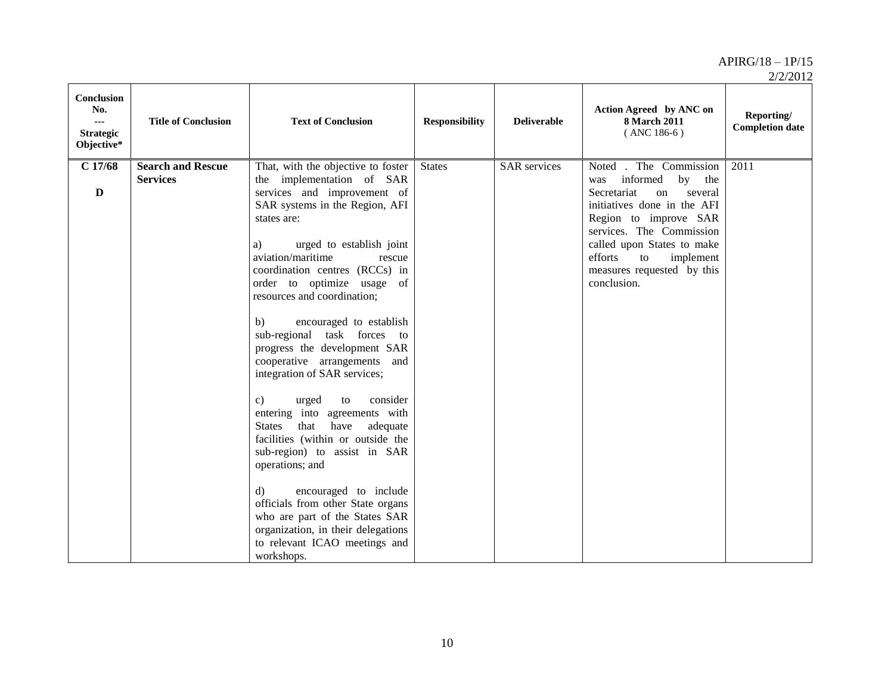| Conclusion No. --- Strategic Objective* | Title of Conclusion | Text of Conclusion | Responsibility | Deliverable | Action Agreed by ANC on 8 March 2011 ( ANC 186-6 ) | Reporting/ Completion date |
|---|---|---|---|---|---|---|
| **C 17/68** **D** | **Search and Rescue Services** | That, with the objective to foster the implementation of SAR services and improvement of SAR systems in the Region, AFI states are: a) urged to establish joint aviation/maritime rescue coordination centres (RCCs) in order to optimize usage of resources and coordination; b) encouraged to establish sub-regional task forces to progress the development SAR cooperative arrangements and integration of SAR services; c) urged to consider entering into agreements with States that have adequate facilities (within or outside the sub-region) to assist in SAR operations; and d) encouraged to include officials from other State organs who are part of the States SAR organization, in their delegations to relevant ICAO meetings and workshops. | States | SAR services | Noted . The Commission was informed by the Secretariat on several initiatives done in the AFI Region to improve SAR services. The Commission called upon States to make efforts to implement measures requested by this conclusion. | 2011 |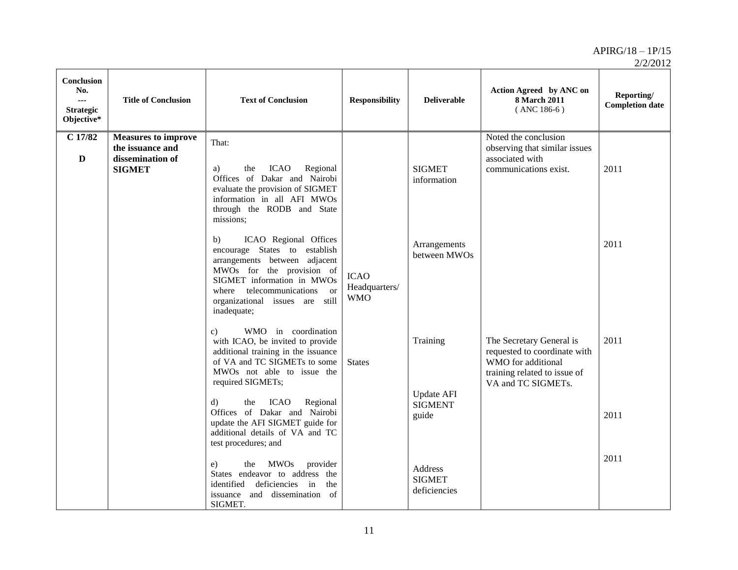| Conclusion No. --- Strategic Objective* | Title of Conclusion | Text of Conclusion | Responsibility | Deliverable | Action Agreed by ANC on 8 March 2011 ( ANC 186-6 ) | Reporting/ Completion date |
|---|---|---|---|---|---|---|
| **C 17/82** **D** | **Measures to improve the issuance and dissemination of SIGMET** | That:<br><br>a) the ICAO Regional Offices of Dakar and Nairobi evaluate the provision of SIGMET information in all AFI MWOs through the RODB and State missions;<br><br>b) ICAO Regional Offices encourage States to establish arrangements between adjacent MWOs for the provision of SIGMET information in MWOs where telecommunications or organizational issues are still inadequate;<br><br>c) WMO in coordination with ICAO, be invited to provide additional training in the issuance of VA and TC SIGMETs to some MWOs not able to issue the required SIGMETs;<br><br>d) the ICAO Regional Offices of Dakar and Nairobi update the AFI SIGMET guide for additional details of VA and TC test procedures; and<br><br>e) the MWOs provider States endeavor to address the identified deficiencies in the issuance and dissemination of SIGMET. | ICAO Headquarters/ WMO<br><br>States | SIGMET information<br><br>Arrangements between MWOs<br><br>Training<br><br>Update AFI SIGMENT guide<br><br>Address SIGMET deficiencies | Noted the conclusion observing that similar issues associated with communications exist.<br><br>The Secretary General is requested to coordinate with WMO for additional training related to issue of VA and TC SIGMETs. | 2011<br><br>2011<br><br>2011<br><br>2011<br><br>2011 |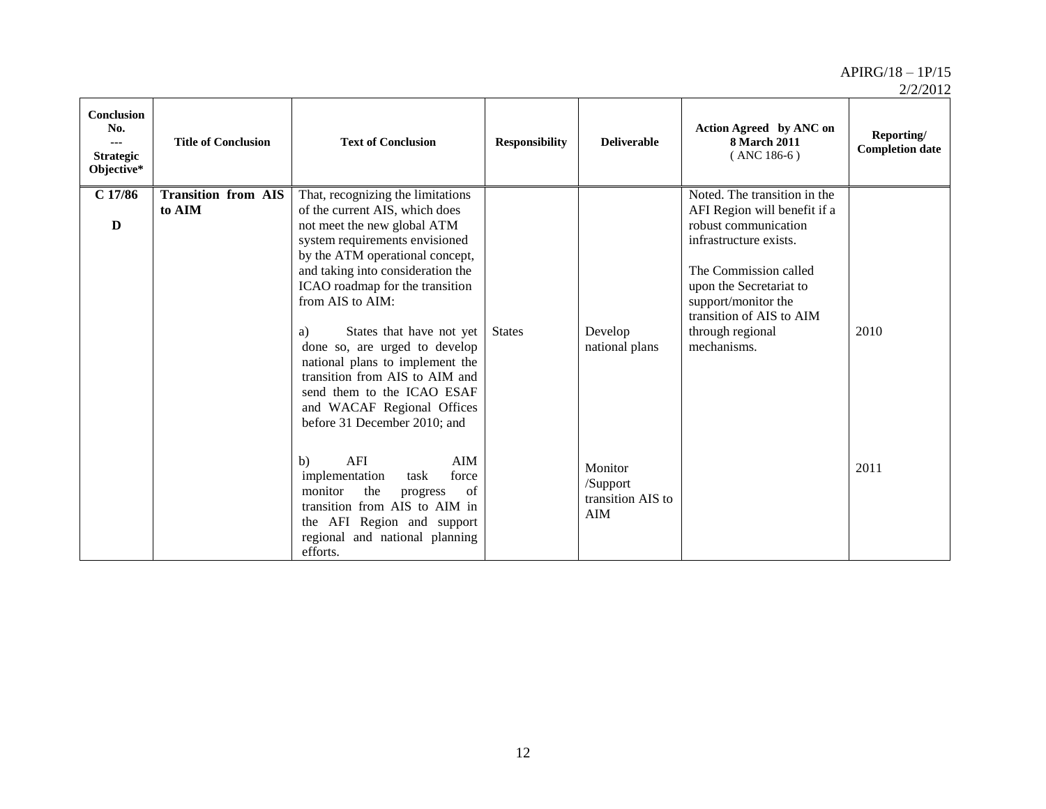| Conclusion No. --- Strategic Objective* | Title of Conclusion | Text of Conclusion | Responsibility | Deliverable | Action Agreed by ANC on 8 March 2011 ( ANC 186-6 ) | Reporting/ Completion date |
|---|---|---|---|---|---|---|
| **C 17/86** **D** | **Transition from AIS to AIM** | That, recognizing the limitations of the current AIS, which does not meet the new global ATM system requirements envisioned by the ATM operational concept, and taking into consideration the ICAO roadmap for the transition from AIS to AIM: | | | Noted. The transition in the AFI Region will benefit if a robust communication infrastructure exists. The Commission called upon the Secretariat to support/monitor the transition of AIS to AIM through regional mechanisms. | |
| | | a) States that have not yet done so, are urged to develop national plans to implement the transition from AIS to AIM and send them to the ICAO ESAF and WACAF Regional Offices before 31 December 2010; and | States | Develop national plans | | 2010 |
| | | b) AFI AIM implementation task force monitor the progress of transition from AIS to AIM in the AFI Region and support regional and national planning efforts. | | Monitor /Support transition AIS to AIM | | 2011 |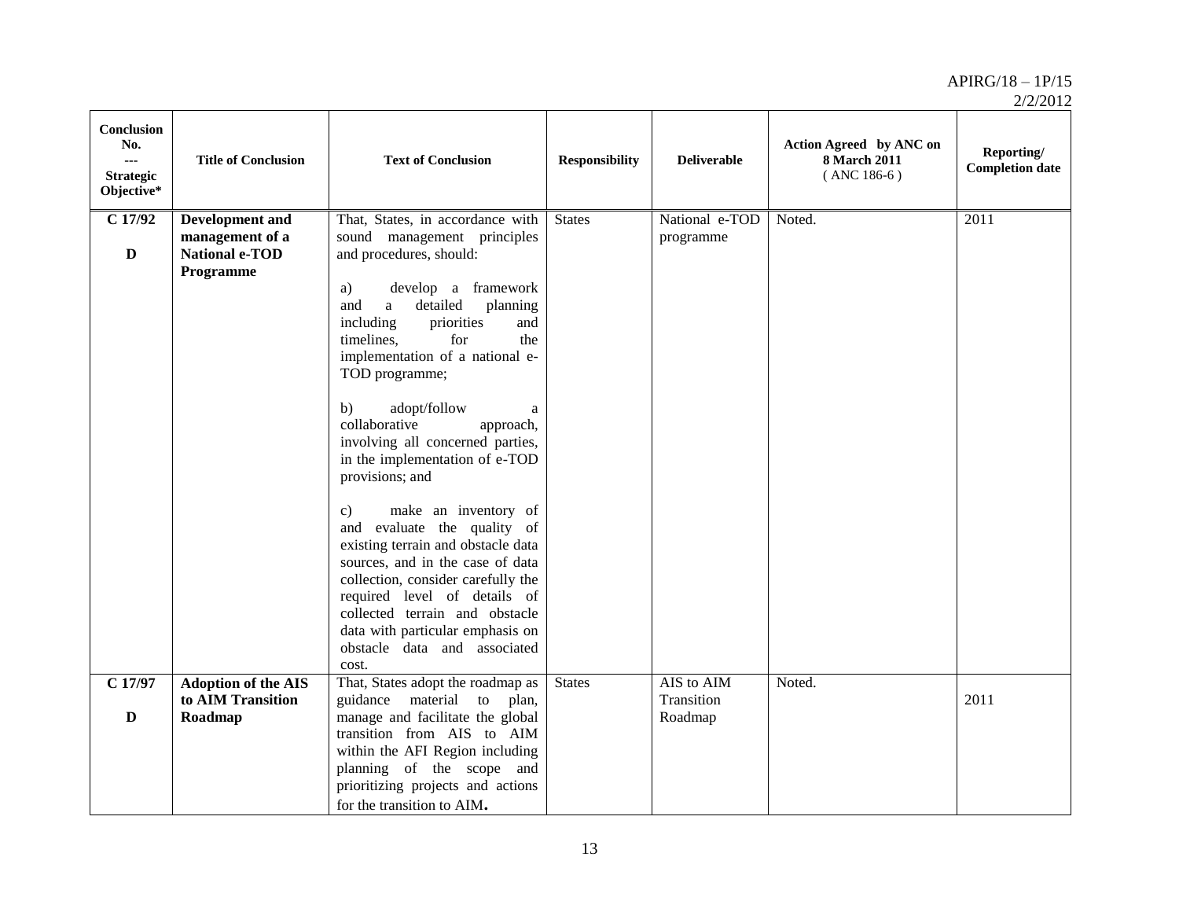| Conclusion No. --- Strategic Objective* | Title of Conclusion | Text of Conclusion | Responsibility | Deliverable | Action Agreed by ANC on 8 March 2011 ( ANC 186-6 ) | Reporting/ Completion date |
|---|---|---|---|---|---|---|
| **C 17/92** **D** | **Development and management of a National e-TOD Programme** | That, States, in accordance with sound management principles and procedures, should: a) develop a framework and a detailed planning including priorities and timelines, for the implementation of a national e-TOD programme; b) adopt/follow a collaborative approach, involving all concerned parties, in the implementation of e-TOD provisions; and c) make an inventory of and evaluate the quality of existing terrain and obstacle data sources, and in the case of data collection, consider carefully the required level of details of collected terrain and obstacle data with particular emphasis on obstacle data and associated cost. | States | National e-TOD programme | Noted. | 2011 |
| **C 17/97** **D** | **Adoption of the AIS to AIM Transition Roadmap** | That, States adopt the roadmap as guidance material to plan, manage and facilitate the global transition from AIS to AIM within the AFI Region including planning of the scope and prioritizing projects and actions for the transition to AIM. | States | AIS to AIM Transition Roadmap | Noted. | 2011 |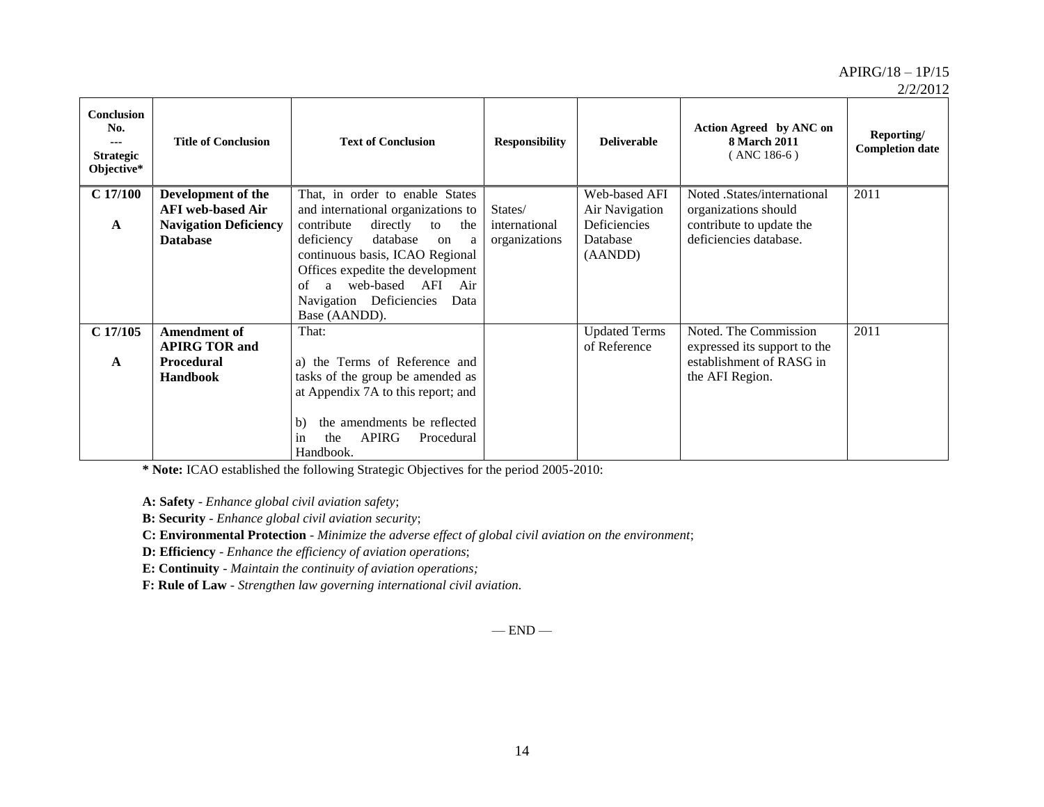| Conclusion No. --- Strategic Objective* | Title of Conclusion | Text of Conclusion | Responsibility | Deliverable | Action Agreed by ANC on 8 March 2011 ( ANC 186-6 ) | Reporting/ Completion date |
|---|---|---|---|---|---|---|
| **C 17/100** **A** | **Development of the AFI web-based Air Navigation Deficiency Database** | That, in order to enable States and international organizations to contribute directly to the deficiency database on a continuous basis, ICAO Regional Offices expedite the development of a web-based AFI Air Navigation Deficiencies Data Base (AANDD). | States/ international organizations | Web-based AFI Air Navigation Deficiencies Database (AANDD) | Noted .States/international organizations should contribute to update the deficiencies database. | 2011 |
| **C 17/105** **A** | **Amendment of APIRG TOR and Procedural Handbook** | That: a) the Terms of Reference and tasks of the group be amended as at Appendix 7A to this report; and b) the amendments be reflected in the APIRG Procedural Handbook. | | Updated Terms of Reference | Noted. The Commission expressed its support to the establishment of RASG in the AFI Region. | 2011 |

**\* Note:** ICAO established the following Strategic Objectives for the period 2005-2010:

**A: Safety** - *Enhance global civil aviation safety*;

**B: Security** - *Enhance global civil aviation security*;

**C: Environmental Protection** - *Minimize the adverse effect of global civil aviation on the environment*;

**D: Efficiency** - *Enhance the efficiency of aviation operations*;

**E: Continuity** - *Maintain the continuity of aviation operations;*

**F: Rule of Law** - *Strengthen law governing international civil aviation.*

— END —